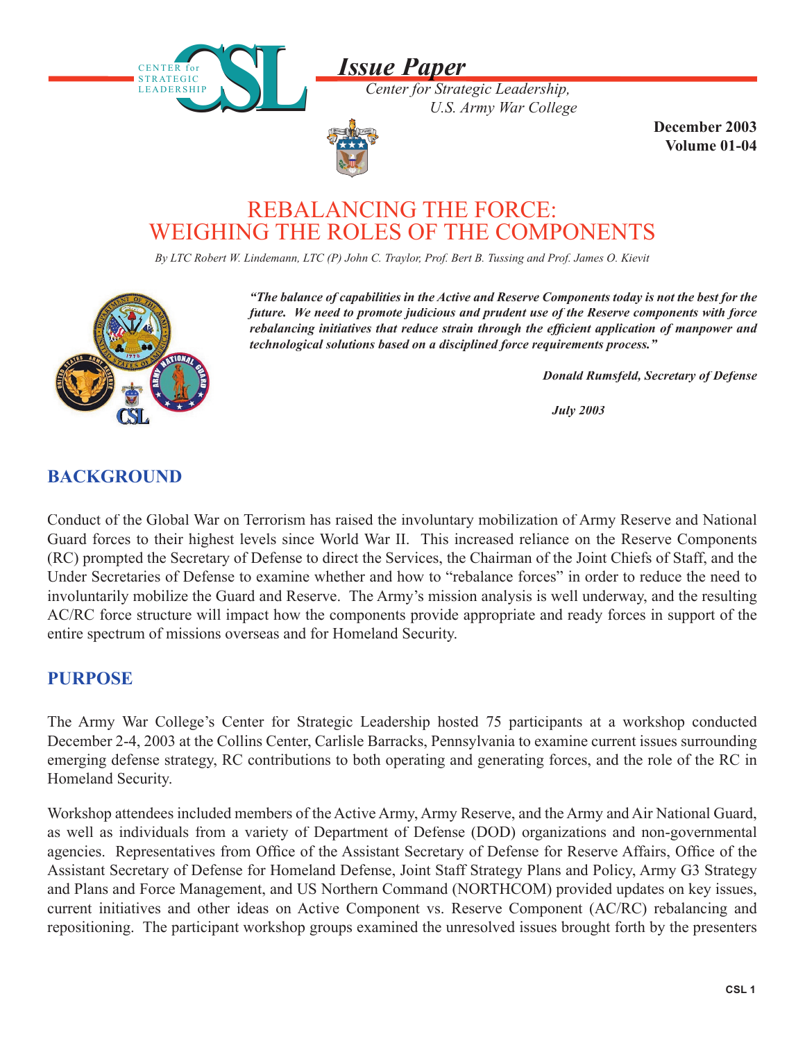**Issue Paper**

*Center for Strategic Leadership, U.S. Army War College*

**December 2003**
**Volume 01-04**

# REBALANCING THE FORCE: WEIGHING THE ROLES OF THE COMPONENTS

*By LTC Robert W. Lindemann, LTC (P) John C. Traylor, Prof. Bert B. Tussing and Prof. James O. Kievit*

> ***"The balance of capabilities in the Active and Reserve Components today is not the best for the future. We need to promote judicious and prudent use of the Reserve components with force rebalancing initiatives that reduce strain through the efficient application of manpower and technological solutions based on a disciplined force requirements process."***
>
> ***Donald Rumsfeld, Secretary of Defense***
>
> ***July 2003***

## BACKGROUND

Conduct of the Global War on Terrorism has raised the involuntary mobilization of Army Reserve and National Guard forces to their highest levels since World War II. This increased reliance on the Reserve Components (RC) prompted the Secretary of Defense to direct the Services, the Chairman of the Joint Chiefs of Staff, and the Under Secretaries of Defense to examine whether and how to "rebalance forces" in order to reduce the need to involuntarily mobilize the Guard and Reserve. The Army's mission analysis is well underway, and the resulting AC/RC force structure will impact how the components provide appropriate and ready forces in support of the entire spectrum of missions overseas and for Homeland Security.

## PURPOSE

The Army War College's Center for Strategic Leadership hosted 75 participants at a workshop conducted December 2-4, 2003 at the Collins Center, Carlisle Barracks, Pennsylvania to examine current issues surrounding emerging defense strategy, RC contributions to both operating and generating forces, and the role of the RC in Homeland Security.

Workshop attendees included members of the Active Army, Army Reserve, and the Army and Air National Guard, as well as individuals from a variety of Department of Defense (DOD) organizations and non-governmental agencies. Representatives from Office of the Assistant Secretary of Defense for Reserve Affairs, Office of the Assistant Secretary of Defense for Homeland Defense, Joint Staff Strategy Plans and Policy, Army G3 Strategy and Plans and Force Management, and US Northern Command (NORTHCOM) provided updates on key issues, current initiatives and other ideas on Active Component vs. Reserve Component (AC/RC) rebalancing and repositioning. The participant workshop groups examined the unresolved issues brought forth by the presenters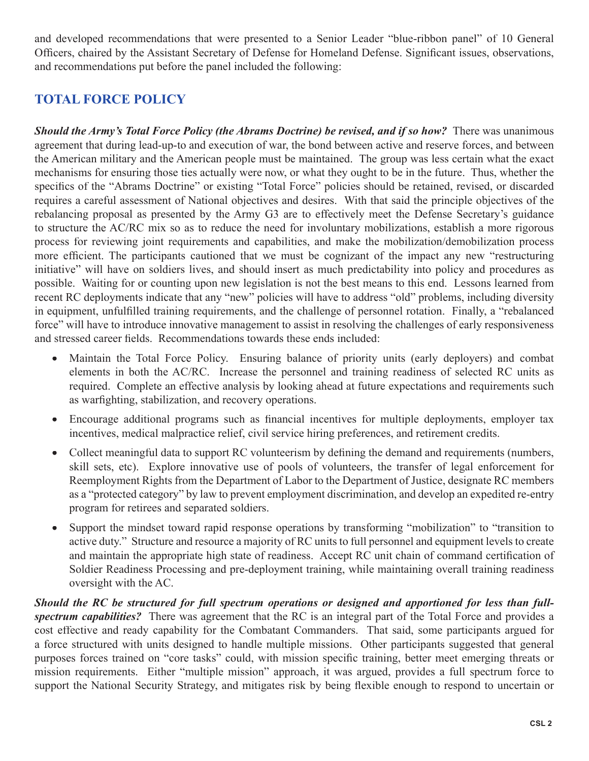and developed recommendations that were presented to a Senior Leader "blue-ribbon panel" of 10 General Officers, chaired by the Assistant Secretary of Defense for Homeland Defense. Significant issues, observations, and recommendations put before the panel included the following:

## TOTAL FORCE POLICY

***Should the Army's Total Force Policy (the Abrams Doctrine) be revised, and if so how?*** There was unanimous agreement that during lead-up-to and execution of war, the bond between active and reserve forces, and between the American military and the American people must be maintained. The group was less certain what the exact mechanisms for ensuring those ties actually were now, or what they ought to be in the future. Thus, whether the specifics of the "Abrams Doctrine" or existing "Total Force" policies should be retained, revised, or discarded requires a careful assessment of National objectives and desires. With that said the principle objectives of the rebalancing proposal as presented by the Army G3 are to effectively meet the Defense Secretary's guidance to structure the AC/RC mix so as to reduce the need for involuntary mobilizations, establish a more rigorous process for reviewing joint requirements and capabilities, and make the mobilization/demobilization process more efficient. The participants cautioned that we must be cognizant of the impact any new "restructuring initiative" will have on soldiers lives, and should insert as much predictability into policy and procedures as possible. Waiting for or counting upon new legislation is not the best means to this end. Lessons learned from recent RC deployments indicate that any "new" policies will have to address "old" problems, including diversity in equipment, unfulfilled training requirements, and the challenge of personnel rotation. Finally, a "rebalanced force" will have to introduce innovative management to assist in resolving the challenges of early responsiveness and stressed career fields. Recommendations towards these ends included:

- Maintain the Total Force Policy. Ensuring balance of priority units (early deployers) and combat elements in both the AC/RC. Increase the personnel and training readiness of selected RC units as required. Complete an effective analysis by looking ahead at future expectations and requirements such as warfighting, stabilization, and recovery operations.
- Encourage additional programs such as financial incentives for multiple deployments, employer tax incentives, medical malpractice relief, civil service hiring preferences, and retirement credits.
- Collect meaningful data to support RC volunteerism by defining the demand and requirements (numbers, skill sets, etc). Explore innovative use of pools of volunteers, the transfer of legal enforcement for Reemployment Rights from the Department of Labor to the Department of Justice, designate RC members as a "protected category" by law to prevent employment discrimination, and develop an expedited re-entry program for retirees and separated soldiers.
- Support the mindset toward rapid response operations by transforming "mobilization" to "transition to active duty." Structure and resource a majority of RC units to full personnel and equipment levels to create and maintain the appropriate high state of readiness. Accept RC unit chain of command certification of Soldier Readiness Processing and pre-deployment training, while maintaining overall training readiness oversight with the AC.

***Should the RC be structured for full spectrum operations or designed and apportioned for less than full-spectrum capabilities?*** There was agreement that the RC is an integral part of the Total Force and provides a cost effective and ready capability for the Combatant Commanders. That said, some participants argued for a force structured with units designed to handle multiple missions. Other participants suggested that general purposes forces trained on "core tasks" could, with mission specific training, better meet emerging threats or mission requirements. Either "multiple mission" approach, it was argued, provides a full spectrum force to support the National Security Strategy, and mitigates risk by being flexible enough to respond to uncertain or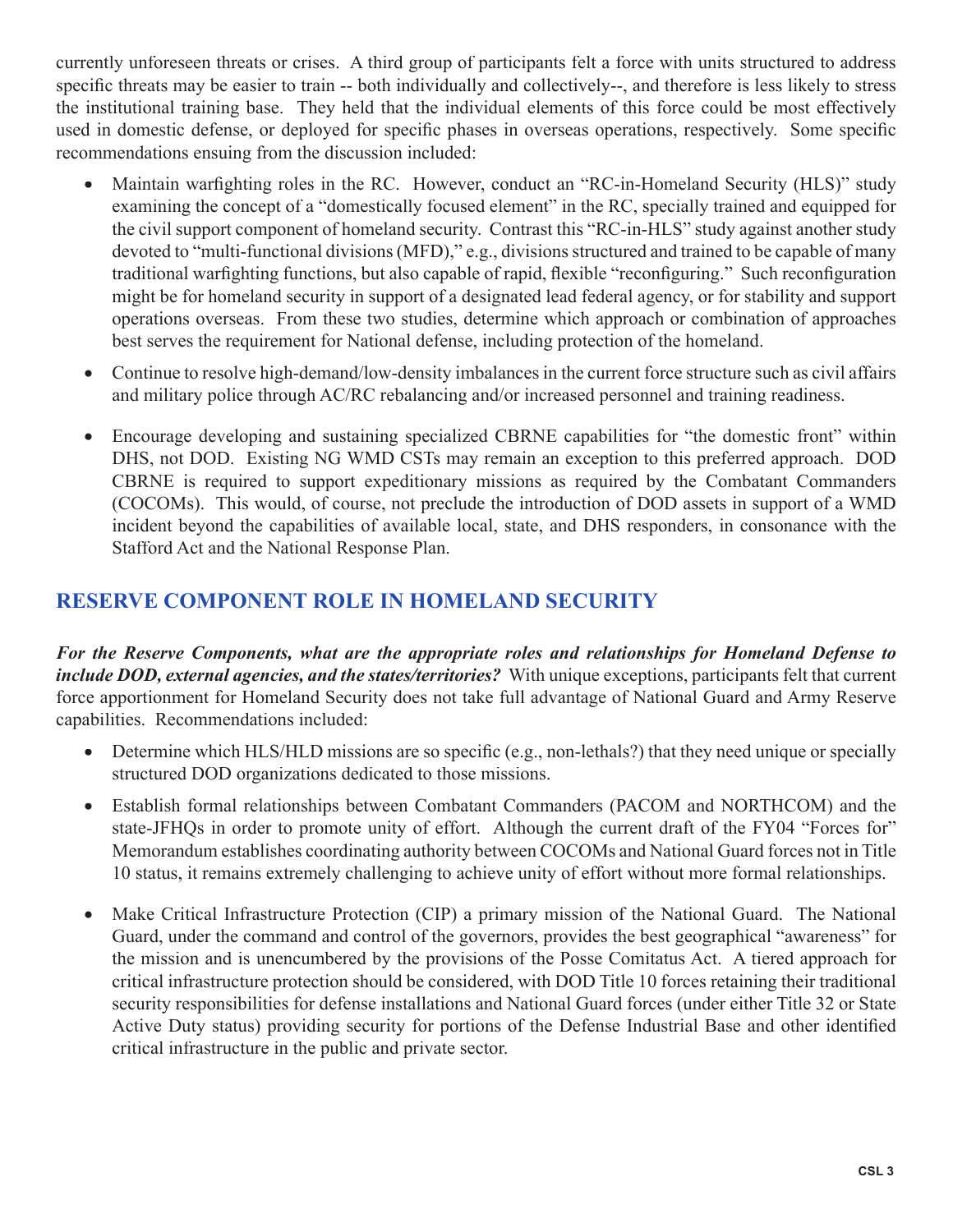currently unforeseen threats or crises. A third group of participants felt a force with units structured to address specific threats may be easier to train -- both individually and collectively--, and therefore is less likely to stress the institutional training base. They held that the individual elements of this force could be most effectively used in domestic defense, or deployed for specific phases in overseas operations, respectively. Some specific recommendations ensuing from the discussion included:

- Maintain warfighting roles in the RC. However, conduct an "RC-in-Homeland Security (HLS)" study examining the concept of a "domestically focused element" in the RC, specially trained and equipped for the civil support component of homeland security. Contrast this "RC-in-HLS" study against another study devoted to "multi-functional divisions (MFD)," e.g., divisions structured and trained to be capable of many traditional warfighting functions, but also capable of rapid, flexible "reconfiguring." Such reconfiguration might be for homeland security in support of a designated lead federal agency, or for stability and support operations overseas. From these two studies, determine which approach or combination of approaches best serves the requirement for National defense, including protection of the homeland.

- Continue to resolve high-demand/low-density imbalances in the current force structure such as civil affairs and military police through AC/RC rebalancing and/or increased personnel and training readiness.

- Encourage developing and sustaining specialized CBRNE capabilities for "the domestic front" within DHS, not DOD. Existing NG WMD CSTs may remain an exception to this preferred approach. DOD CBRNE is required to support expeditionary missions as required by the Combatant Commanders (COCOMs). This would, of course, not preclude the introduction of DOD assets in support of a WMD incident beyond the capabilities of available local, state, and DHS responders, in consonance with the Stafford Act and the National Response Plan.

## RESERVE COMPONENT ROLE IN HOMELAND SECURITY

***For the Reserve Components, what are the appropriate roles and relationships for Homeland Defense to include DOD, external agencies, and the states/territories?*** With unique exceptions, participants felt that current force apportionment for Homeland Security does not take full advantage of National Guard and Army Reserve capabilities. Recommendations included:

- Determine which HLS/HLD missions are so specific (e.g., non-lethals?) that they need unique or specially structured DOD organizations dedicated to those missions.

- Establish formal relationships between Combatant Commanders (PACOM and NORTHCOM) and the state-JFHQs in order to promote unity of effort. Although the current draft of the FY04 "Forces for" Memorandum establishes coordinating authority between COCOMs and National Guard forces not in Title 10 status, it remains extremely challenging to achieve unity of effort without more formal relationships.

- Make Critical Infrastructure Protection (CIP) a primary mission of the National Guard. The National Guard, under the command and control of the governors, provides the best geographical "awareness" for the mission and is unencumbered by the provisions of the Posse Comitatus Act. A tiered approach for critical infrastructure protection should be considered, with DOD Title 10 forces retaining their traditional security responsibilities for defense installations and National Guard forces (under either Title 32 or State Active Duty status) providing security for portions of the Defense Industrial Base and other identified critical infrastructure in the public and private sector.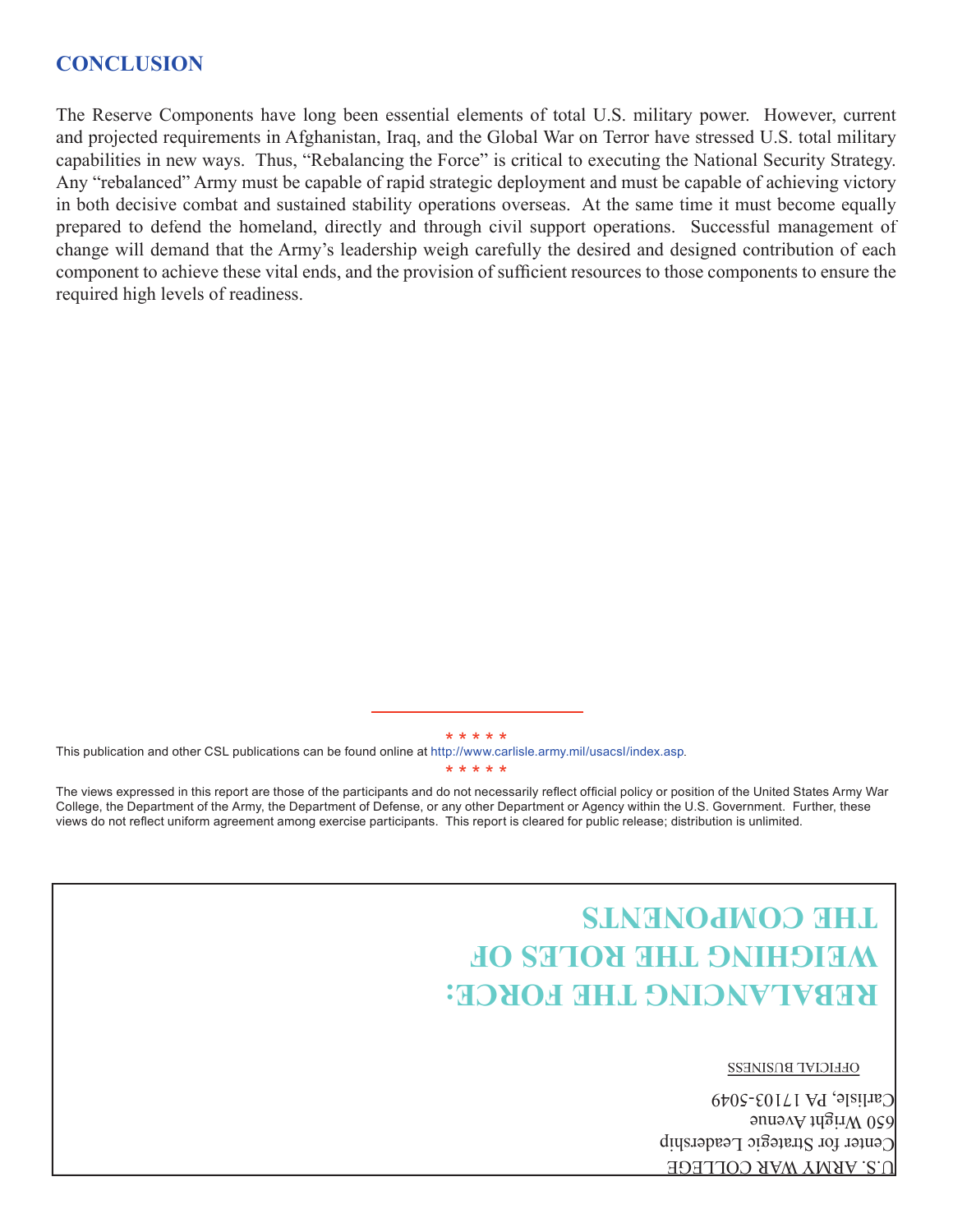## CONCLUSION

The Reserve Components have long been essential elements of total U.S. military power. However, current and projected requirements in Afghanistan, Iraq, and the Global War on Terror have stressed U.S. total military capabilities in new ways. Thus, "Rebalancing the Force" is critical to executing the National Security Strategy. Any "rebalanced" Army must be capable of rapid strategic deployment and must be capable of achieving victory in both decisive combat and sustained stability operations overseas. At the same time it must become equally prepared to defend the homeland, directly and through civil support operations. Successful management of change will demand that the Army's leadership weigh carefully the desired and designed contribution of each component to achieve these vital ends, and the provision of sufficient resources to those components to ensure the required high levels of readiness.

\* \* \* \* \*

This publication and other CSL publications can be found online at http://www.carlisle.army.mil/usacsl/index.asp.

\* \* \* \* \*

The views expressed in this report are those of the participants and do not necessarily reflect official policy or position of the United States Army War College, the Department of the Army, the Department of Defense, or any other Department or Agency within the U.S. Government. Further, these views do not reflect uniform agreement among exercise participants. This report is cleared for public release; distribution is unlimited.

U.S. ARMY WAR COLLEGE
Center for Strategic Leadership
650 Wright Avenue
Carlisle, PA 17103-5049

OFFICIAL BUSINESS

**REBALANCING THE FORCE: WEIGHING THE ROLES OF THE COMPONENTS**